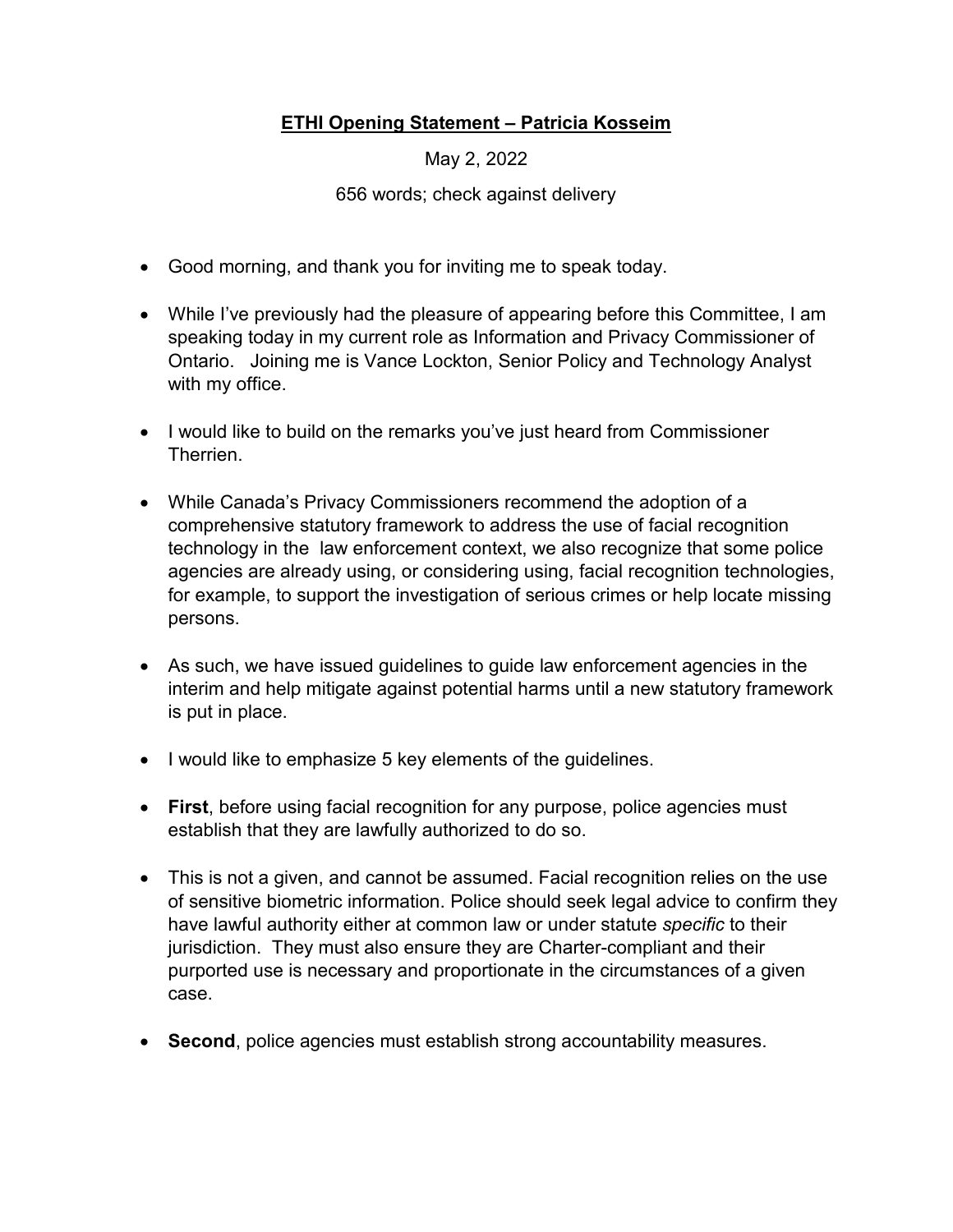# **ETHI Opening Statement – Patricia Kosseim**

May 2, 2022

656 words; check against delivery

- Good morning, and thank you for inviting me to speak today.
- While I've previously had the pleasure of appearing before this Committee, I am speaking today in my current role as Information and Privacy Commissioner of Ontario. Joining me is Vance Lockton, Senior Policy and Technology Analyst with my office.
- I would like to build on the remarks you've just heard from Commissioner Therrien.
- While Canada's Privacy Commissioners recommend the adoption of a comprehensive statutory framework to address the use of facial recognition technology in the law enforcement context, we also recognize that some police agencies are already using, or considering using, facial recognition technologies, for example, to support the investigation of serious crimes or help locate missing persons.
- As such, we have issued guidelines to guide law enforcement agencies in the interim and help mitigate against potential harms until a new statutory framework is put in place.
- I would like to emphasize 5 key elements of the guidelines.
- **First**, before using facial recognition for any purpose, police agencies must establish that they are lawfully authorized to do so.
- This is not a given, and cannot be assumed. Facial recognition relies on the use of sensitive biometric information. Police should seek legal advice to confirm they have lawful authority either at common law or under statute *specific* to their jurisdiction. They must also ensure they are Charter-compliant and their purported use is necessary and proportionate in the circumstances of a given case.
- **Second**, police agencies must establish strong accountability measures.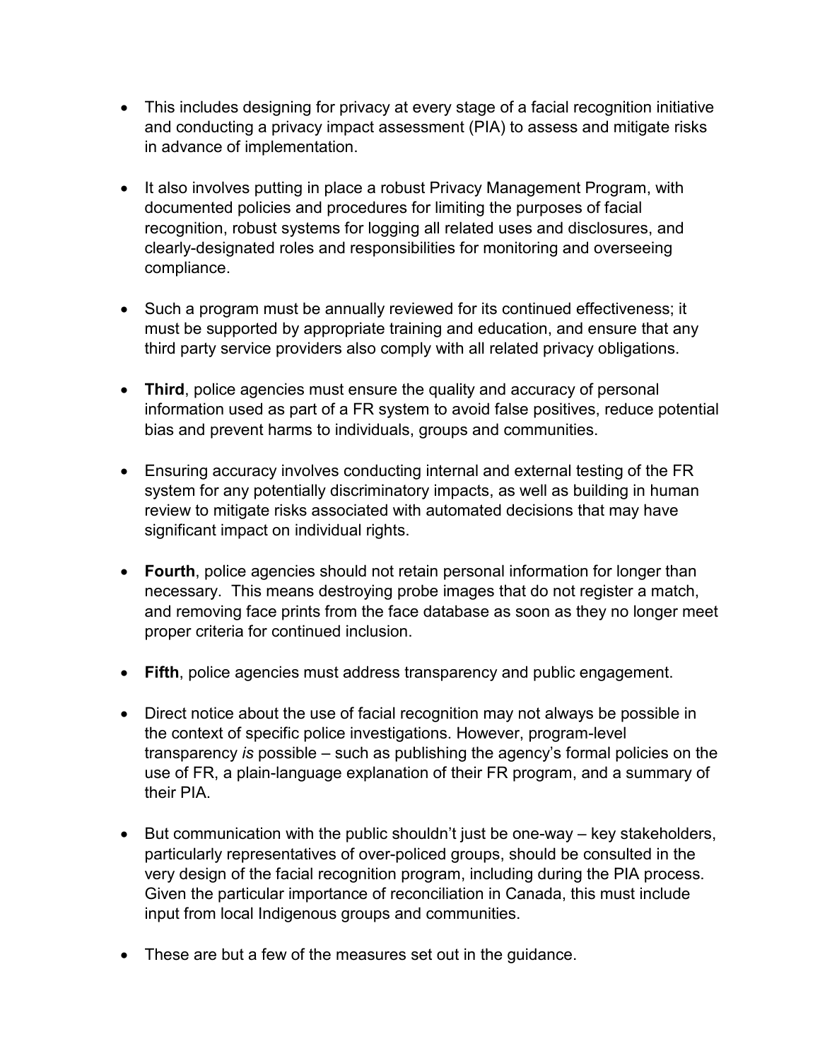- This includes designing for privacy at every stage of a facial recognition initiative and conducting a privacy impact assessment (PIA) to assess and mitigate risks in advance of implementation.

- It also involves putting in place a robust Privacy Management Program, with documented policies and procedures for limiting the purposes of facial recognition, robust systems for logging all related uses and disclosures, and clearly-designated roles and responsibilities for monitoring and overseeing compliance.

- Such a program must be annually reviewed for its continued effectiveness; it must be supported by appropriate training and education, and ensure that any third party service providers also comply with all related privacy obligations.

- **Third**, police agencies must ensure the quality and accuracy of personal information used as part of a FR system to avoid false positives, reduce potential bias and prevent harms to individuals, groups and communities.

- Ensuring accuracy involves conducting internal and external testing of the FR system for any potentially discriminatory impacts, as well as building in human review to mitigate risks associated with automated decisions that may have significant impact on individual rights.

- **Fourth**, police agencies should not retain personal information for longer than necessary. This means destroying probe images that do not register a match, and removing face prints from the face database as soon as they no longer meet proper criteria for continued inclusion.

- **Fifth**, police agencies must address transparency and public engagement.

- Direct notice about the use of facial recognition may not always be possible in the context of specific police investigations. However, program-level transparency *is* possible – such as publishing the agency's formal policies on the use of FR, a plain-language explanation of their FR program, and a summary of their PIA.

- But communication with the public shouldn't just be one-way – key stakeholders, particularly representatives of over-policed groups, should be consulted in the very design of the facial recognition program, including during the PIA process. Given the particular importance of reconciliation in Canada, this must include input from local Indigenous groups and communities.

- These are but a few of the measures set out in the guidance.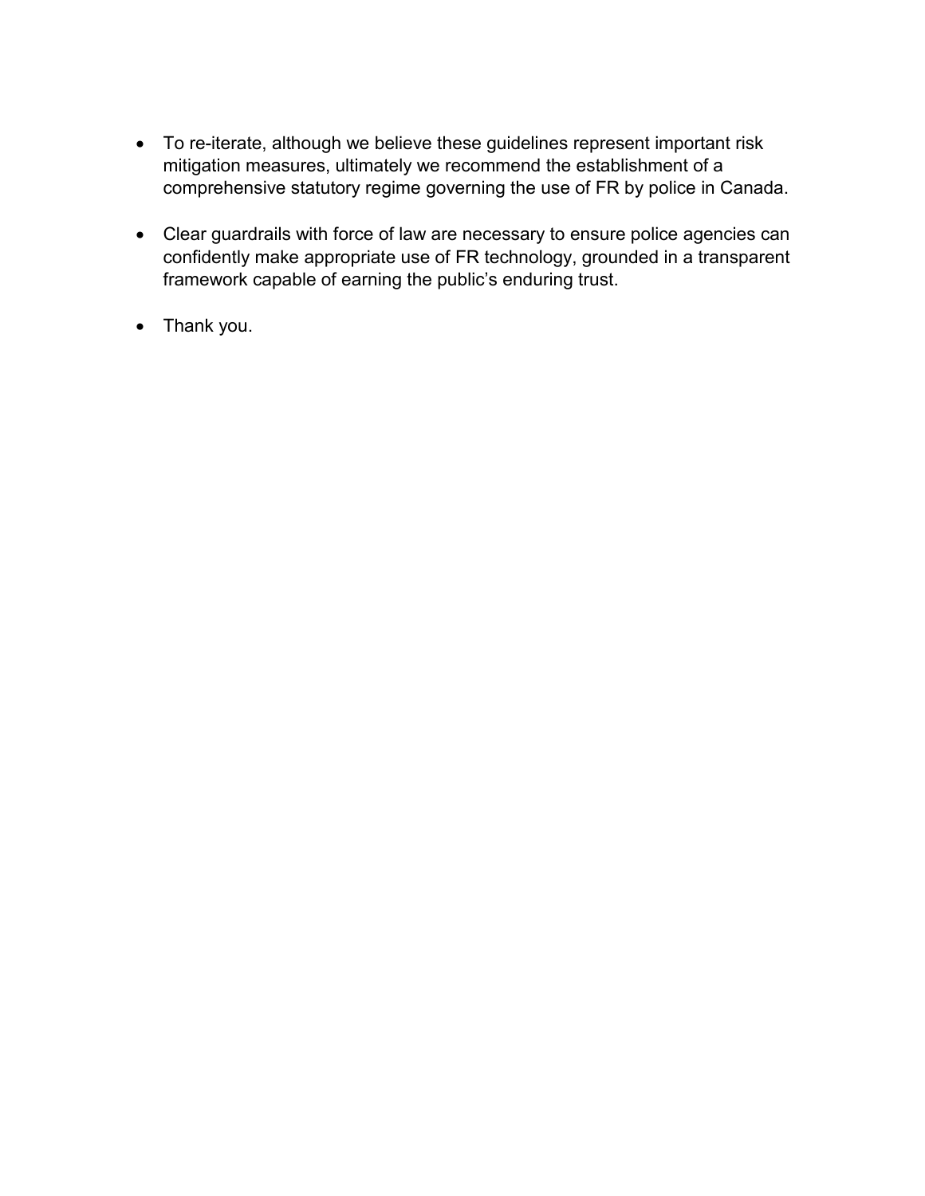- To re-iterate, although we believe these guidelines represent important risk mitigation measures, ultimately we recommend the establishment of a comprehensive statutory regime governing the use of FR by police in Canada.

- Clear guardrails with force of law are necessary to ensure police agencies can confidently make appropriate use of FR technology, grounded in a transparent framework capable of earning the public's enduring trust.

- Thank you.